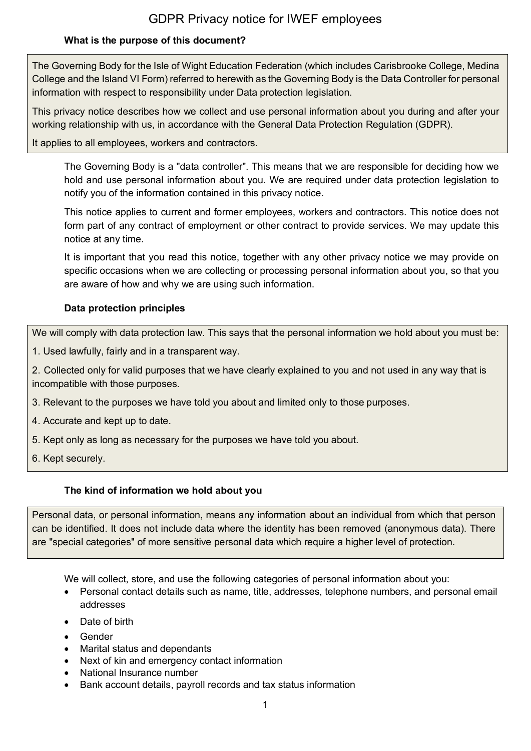# GDPR Privacy notice for IWEF employees

### What is the purpose of this document?

The Governing Body for the Isle of Wight Education Federation (which includes Carisbrooke College, Medina College and the Island VI Form) referred to herewith as the Governing Body is the Data Controller for personal information with respect to responsibility under Data protection legislation.

This privacy notice describes how we collect and use personal information about you during and after your working relationship with us, in accordance with the General Data Protection Regulation (GDPR).

It applies to all employees, workers and contractors.

The Governing Body is a "data controller". This means that we are responsible for deciding how we hold and use personal information about you. We are required under data protection legislation to notify you of the information contained in this privacy notice.

This notice applies to current and former employees, workers and contractors. This notice does not form part of any contract of employment or other contract to provide services. We may update this notice at any time.

It is important that you read this notice, together with any other privacy notice we may provide on specific occasions when we are collecting or processing personal information about you, so that you are aware of how and why we are using such information.

### Data protection principles

We will comply with data protection law. This says that the personal information we hold about you must be:

1. Used lawfully, fairly and in a transparent way.
2. Collected only for valid purposes that we have clearly explained to you and not used in any way that is incompatible with those purposes.
3. Relevant to the purposes we have told you about and limited only to those purposes.
4. Accurate and kept up to date.
5. Kept only as long as necessary for the purposes we have told you about.
6. Kept securely.

### The kind of information we hold about you

Personal data, or personal information, means any information about an individual from which that person can be identified. It does not include data where the identity has been removed (anonymous data). There are "special categories" of more sensitive personal data which require a higher level of protection.

We will collect, store, and use the following categories of personal information about you:

- Personal contact details such as name, title, addresses, telephone numbers, and personal email addresses
- Date of birth
- Gender
- Marital status and dependants
- Next of kin and emergency contact information
- National Insurance number
- Bank account details, payroll records and tax status information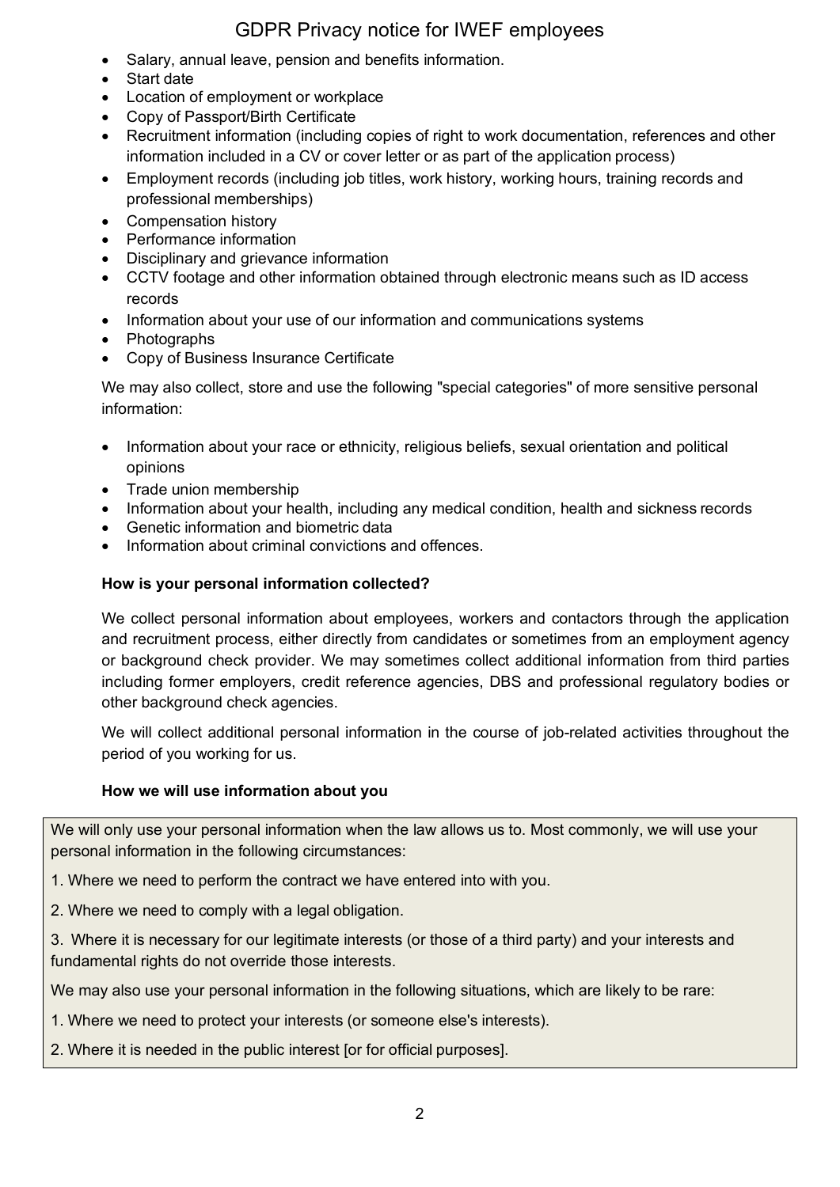- Salary, annual leave, pension and benefits information.
- Start date
- Location of employment or workplace
- Copy of Passport/Birth Certificate
- Recruitment information (including copies of right to work documentation, references and other information included in a CV or cover letter or as part of the application process)
- Employment records (including job titles, work history, working hours, training records and professional memberships)
- Compensation history
- Performance information
- Disciplinary and grievance information
- CCTV footage and other information obtained through electronic means such as ID access records
- Information about your use of our information and communications systems
- Photographs
- Copy of Business Insurance Certificate

We may also collect, store and use the following "special categories" of more sensitive personal information:

- Information about your race or ethnicity, religious beliefs, sexual orientation and political opinions
- Trade union membership
- Information about your health, including any medical condition, health and sickness records
- Genetic information and biometric data
- Information about criminal convictions and offences.

**How is your personal information collected?**

We collect personal information about employees, workers and contactors through the application and recruitment process, either directly from candidates or sometimes from an employment agency or background check provider. We may sometimes collect additional information from third parties including former employers, credit reference agencies, DBS and professional regulatory bodies or other background check agencies.

We will collect additional personal information in the course of job-related activities throughout the period of you working for us.

**How we will use information about you**

We will only use your personal information when the law allows us to. Most commonly, we will use your personal information in the following circumstances:

1. Where we need to perform the contract we have entered into with you.

2. Where we need to comply with a legal obligation.

3. Where it is necessary for our legitimate interests (or those of a third party) and your interests and fundamental rights do not override those interests.

We may also use your personal information in the following situations, which are likely to be rare:

1. Where we need to protect your interests (or someone else's interests).

2. Where it is needed in the public interest [or for official purposes].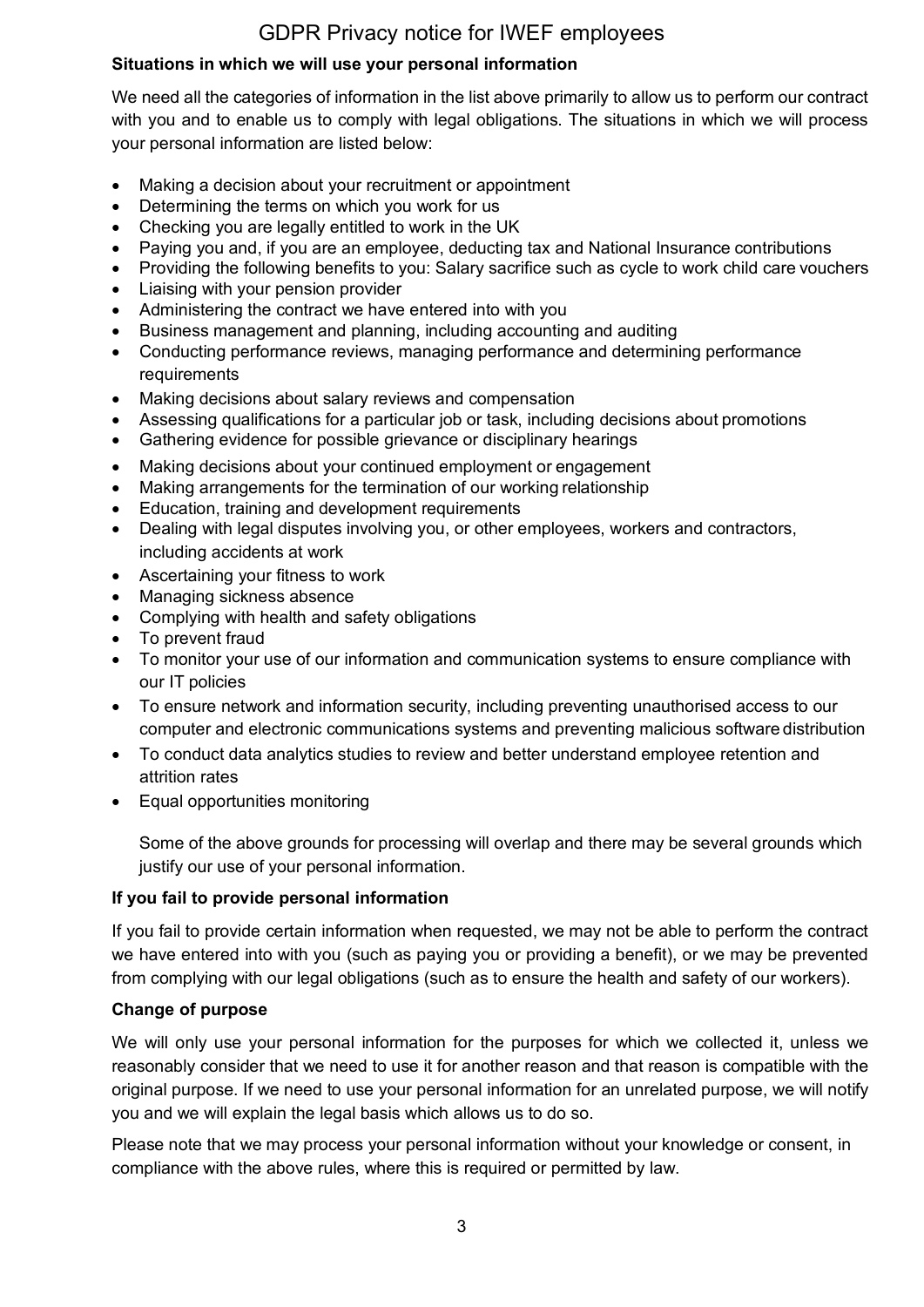**Situations in which we will use your personal information**

We need all the categories of information in the list above primarily to allow us to perform our contract with you and to enable us to comply with legal obligations. The situations in which we will process your personal information are listed below:

- Making a decision about your recruitment or appointment
- Determining the terms on which you work for us
- Checking you are legally entitled to work in the UK
- Paying you and, if you are an employee, deducting tax and National Insurance contributions
- Providing the following benefits to you: Salary sacrifice such as cycle to work child care vouchers
- Liaising with your pension provider
- Administering the contract we have entered into with you
- Business management and planning, including accounting and auditing
- Conducting performance reviews, managing performance and determining performance requirements
- Making decisions about salary reviews and compensation
- Assessing qualifications for a particular job or task, including decisions about promotions
- Gathering evidence for possible grievance or disciplinary hearings
- Making decisions about your continued employment or engagement
- Making arrangements for the termination of our working relationship
- Education, training and development requirements
- Dealing with legal disputes involving you, or other employees, workers and contractors, including accidents at work
- Ascertaining your fitness to work
- Managing sickness absence
- Complying with health and safety obligations
- To prevent fraud
- To monitor your use of our information and communication systems to ensure compliance with our IT policies
- To ensure network and information security, including preventing unauthorised access to our computer and electronic communications systems and preventing malicious software distribution
- To conduct data analytics studies to review and better understand employee retention and attrition rates
- Equal opportunities monitoring

Some of the above grounds for processing will overlap and there may be several grounds which justify our use of your personal information.

**If you fail to provide personal information**

If you fail to provide certain information when requested, we may not be able to perform the contract we have entered into with you (such as paying you or providing a benefit), or we may be prevented from complying with our legal obligations (such as to ensure the health and safety of our workers).

**Change of purpose**

We will only use your personal information for the purposes for which we collected it, unless we reasonably consider that we need to use it for another reason and that reason is compatible with the original purpose. If we need to use your personal information for an unrelated purpose, we will notify you and we will explain the legal basis which allows us to do so.

Please note that we may process your personal information without your knowledge or consent, in compliance with the above rules, where this is required or permitted by law.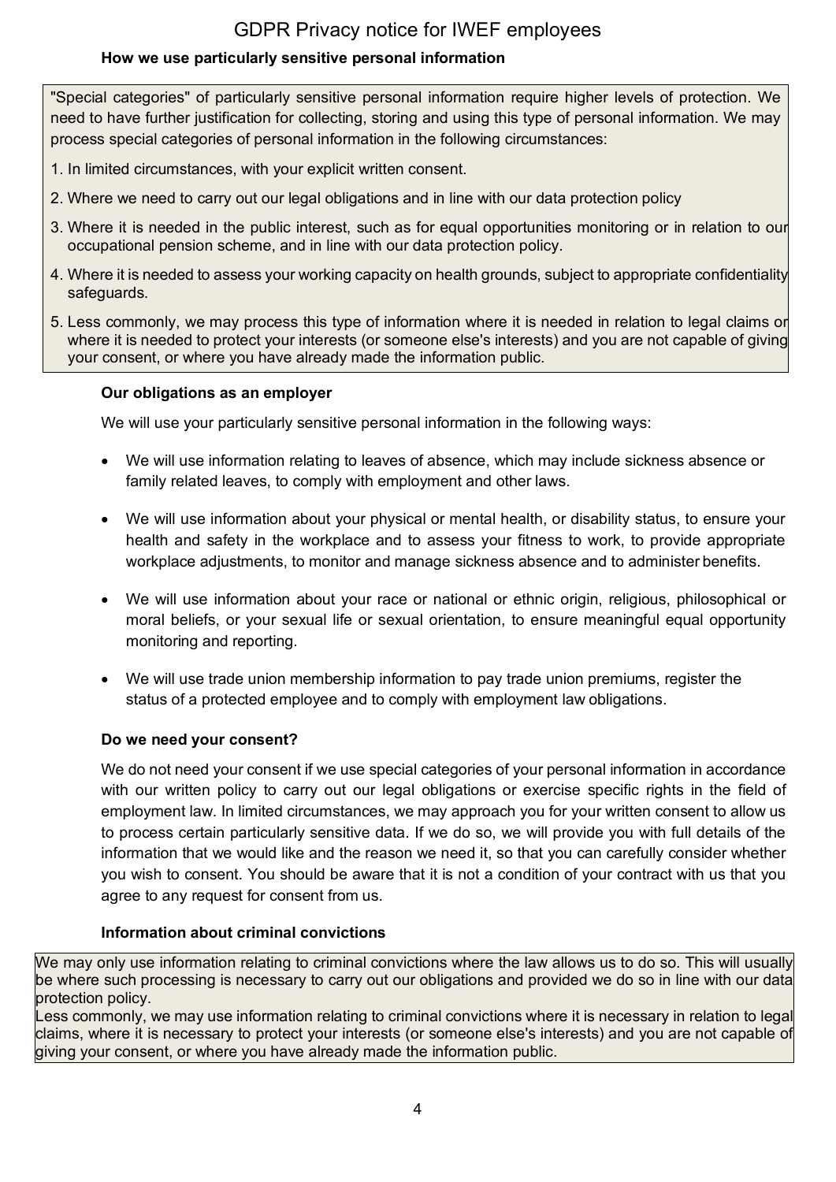### How we use particularly sensitive personal information

"Special categories" of particularly sensitive personal information require higher levels of protection. We need to have further justification for collecting, storing and using this type of personal information. We may process special categories of personal information in the following circumstances:

1. In limited circumstances, with your explicit written consent.
2. Where we need to carry out our legal obligations and in line with our data protection policy
3. Where it is needed in the public interest, such as for equal opportunities monitoring or in relation to our occupational pension scheme, and in line with our data protection policy.
4. Where it is needed to assess your working capacity on health grounds, subject to appropriate confidentiality safeguards.
5. Less commonly, we may process this type of information where it is needed in relation to legal claims or where it is needed to protect your interests (or someone else's interests) and you are not capable of giving your consent, or where you have already made the information public.

### Our obligations as an employer

We will use your particularly sensitive personal information in the following ways:

- We will use information relating to leaves of absence, which may include sickness absence or family related leaves, to comply with employment and other laws.
- We will use information about your physical or mental health, or disability status, to ensure your health and safety in the workplace and to assess your fitness to work, to provide appropriate workplace adjustments, to monitor and manage sickness absence and to administer benefits.
- We will use information about your race or national or ethnic origin, religious, philosophical or moral beliefs, or your sexual life or sexual orientation, to ensure meaningful equal opportunity monitoring and reporting.
- We will use trade union membership information to pay trade union premiums, register the status of a protected employee and to comply with employment law obligations.

### Do we need your consent?

We do not need your consent if we use special categories of your personal information in accordance with our written policy to carry out our legal obligations or exercise specific rights in the field of employment law. In limited circumstances, we may approach you for your written consent to allow us to process certain particularly sensitive data. If we do so, we will provide you with full details of the information that we would like and the reason we need it, so that you can carefully consider whether you wish to consent. You should be aware that it is not a condition of your contract with us that you agree to any request for consent from us.

### Information about criminal convictions

We may only use information relating to criminal convictions where the law allows us to do so. This will usually be where such processing is necessary to carry out our obligations and provided we do so in line with our data protection policy.

Less commonly, we may use information relating to criminal convictions where it is necessary in relation to legal claims, where it is necessary to protect your interests (or someone else's interests) and you are not capable of giving your consent, or where you have already made the information public.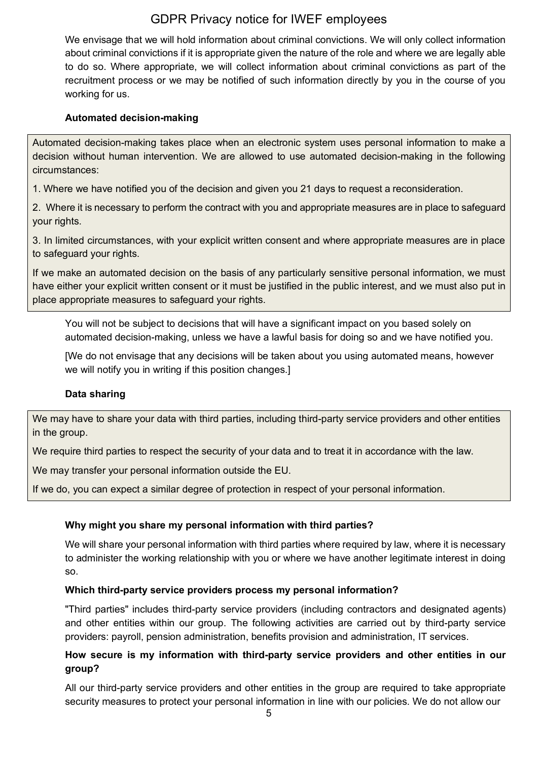We envisage that we will hold information about criminal convictions. We will only collect information about criminal convictions if it is appropriate given the nature of the role and where we are legally able to do so. Where appropriate, we will collect information about criminal convictions as part of the recruitment process or we may be notified of such information directly by you in the course of you working for us.

**Automated decision-making**

Automated decision-making takes place when an electronic system uses personal information to make a decision without human intervention. We are allowed to use automated decision-making in the following circumstances:

1. Where we have notified you of the decision and given you 21 days to request a reconsideration.

2. Where it is necessary to perform the contract with you and appropriate measures are in place to safeguard your rights.

3. In limited circumstances, with your explicit written consent and where appropriate measures are in place to safeguard your rights.

If we make an automated decision on the basis of any particularly sensitive personal information, we must have either your explicit written consent or it must be justified in the public interest, and we must also put in place appropriate measures to safeguard your rights.

You will not be subject to decisions that will have a significant impact on you based solely on automated decision-making, unless we have a lawful basis for doing so and we have notified you.

[We do not envisage that any decisions will be taken about you using automated means, however we will notify you in writing if this position changes.]

**Data sharing**

We may have to share your data with third parties, including third-party service providers and other entities in the group.

We require third parties to respect the security of your data and to treat it in accordance with the law.

We may transfer your personal information outside the EU.

If we do, you can expect a similar degree of protection in respect of your personal information.

**Why might you share my personal information with third parties?**

We will share your personal information with third parties where required by law, where it is necessary to administer the working relationship with you or where we have another legitimate interest in doing so.

**Which third-party service providers process my personal information?**

"Third parties" includes third-party service providers (including contractors and designated agents) and other entities within our group. The following activities are carried out by third-party service providers: payroll, pension administration, benefits provision and administration, IT services.

**How secure is my information with third-party service providers and other entities in our group?**

All our third-party service providers and other entities in the group are required to take appropriate security measures to protect your personal information in line with our policies. We do not allow our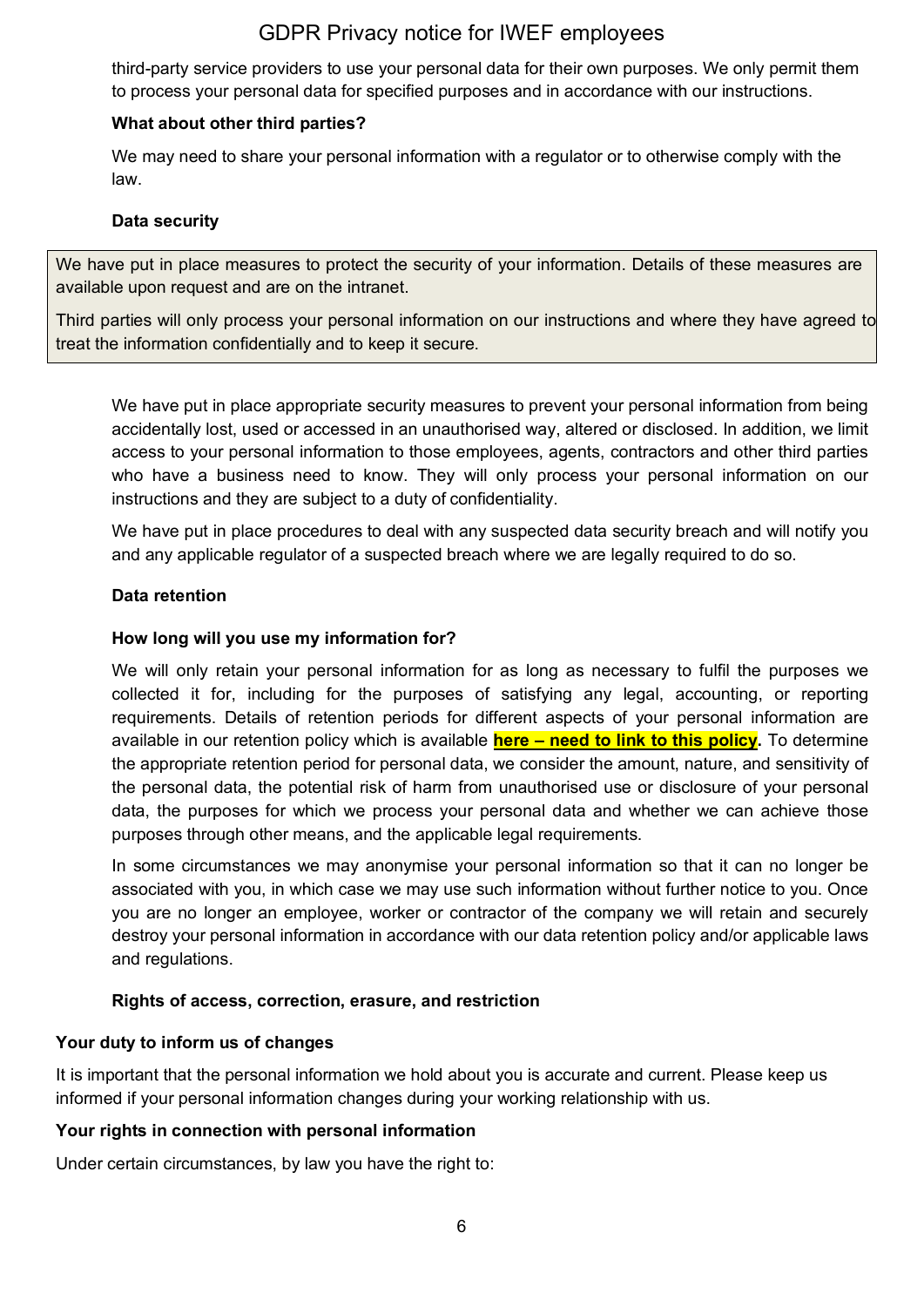third-party service providers to use your personal data for their own purposes. We only permit them to process your personal data for specified purposes and in accordance with our instructions.

**What about other third parties?**

We may need to share your personal information with a regulator or to otherwise comply with the law.

**Data security**

> We have put in place measures to protect the security of your information. Details of these measures are available upon request and are on the intranet.
>
> Third parties will only process your personal information on our instructions and where they have agreed to treat the information confidentially and to keep it secure.

We have put in place appropriate security measures to prevent your personal information from being accidentally lost, used or accessed in an unauthorised way, altered or disclosed. In addition, we limit access to your personal information to those employees, agents, contractors and other third parties who have a business need to know. They will only process your personal information on our instructions and they are subject to a duty of confidentiality.

We have put in place procedures to deal with any suspected data security breach and will notify you and any applicable regulator of a suspected breach where we are legally required to do so.

**Data retention**

**How long will you use my information for?**

We will only retain your personal information for as long as necessary to fulfil the purposes we collected it for, including for the purposes of satisfying any legal, accounting, or reporting requirements. Details of retention periods for different aspects of your personal information are available in our retention policy which is available **here – need to link to this policy.** To determine the appropriate retention period for personal data, we consider the amount, nature, and sensitivity of the personal data, the potential risk of harm from unauthorised use or disclosure of your personal data, the purposes for which we process your personal data and whether we can achieve those purposes through other means, and the applicable legal requirements.

In some circumstances we may anonymise your personal information so that it can no longer be associated with you, in which case we may use such information without further notice to you. Once you are no longer an employee, worker or contractor of the company we will retain and securely destroy your personal information in accordance with our data retention policy and/or applicable laws and regulations.

**Rights of access, correction, erasure, and restriction**

**Your duty to inform us of changes**

It is important that the personal information we hold about you is accurate and current. Please keep us informed if your personal information changes during your working relationship with us.

**Your rights in connection with personal information**

Under certain circumstances, by law you have the right to: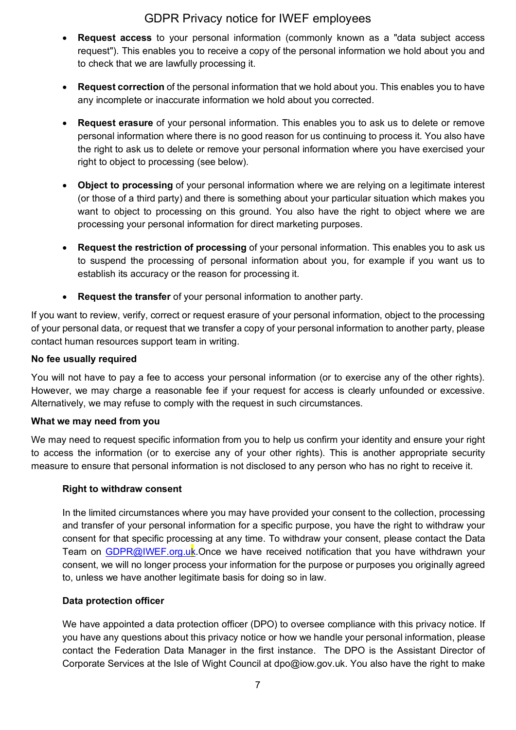- **Request access** to your personal information (commonly known as a "data subject access request"). This enables you to receive a copy of the personal information we hold about you and to check that we are lawfully processing it.

- **Request correction** of the personal information that we hold about you. This enables you to have any incomplete or inaccurate information we hold about you corrected.

- **Request erasure** of your personal information. This enables you to ask us to delete or remove personal information where there is no good reason for us continuing to process it. You also have the right to ask us to delete or remove your personal information where you have exercised your right to object to processing (see below).

- **Object to processing** of your personal information where we are relying on a legitimate interest (or those of a third party) and there is something about your particular situation which makes you want to object to processing on this ground. You also have the right to object where we are processing your personal information for direct marketing purposes.

- **Request the restriction of processing** of your personal information. This enables you to ask us to suspend the processing of personal information about you, for example if you want us to establish its accuracy or the reason for processing it.

- **Request the transfer** of your personal information to another party.

If you want to review, verify, correct or request erasure of your personal information, object to the processing of your personal data, or request that we transfer a copy of your personal information to another party, please contact human resources support team in writing.

**No fee usually required**

You will not have to pay a fee to access your personal information (or to exercise any of the other rights). However, we may charge a reasonable fee if your request for access is clearly unfounded or excessive. Alternatively, we may refuse to comply with the request in such circumstances.

**What we may need from you**

We may need to request specific information from you to help us confirm your identity and ensure your right to access the information (or to exercise any of your other rights). This is another appropriate security measure to ensure that personal information is not disclosed to any person who has no right to receive it.

**Right to withdraw consent**

In the limited circumstances where you may have provided your consent to the collection, processing and transfer of your personal information for a specific purpose, you have the right to withdraw your consent for that specific processing at any time. To withdraw your consent, please contact the Data Team on GDPR@IWEF.org.uk.Once we have received notification that you have withdrawn your consent, we will no longer process your information for the purpose or purposes you originally agreed to, unless we have another legitimate basis for doing so in law.

**Data protection officer**

We have appointed a data protection officer (DPO) to oversee compliance with this privacy notice. If you have any questions about this privacy notice or how we handle your personal information, please contact the Federation Data Manager in the first instance. The DPO is the Assistant Director of Corporate Services at the Isle of Wight Council at dpo@iow.gov.uk. You also have the right to make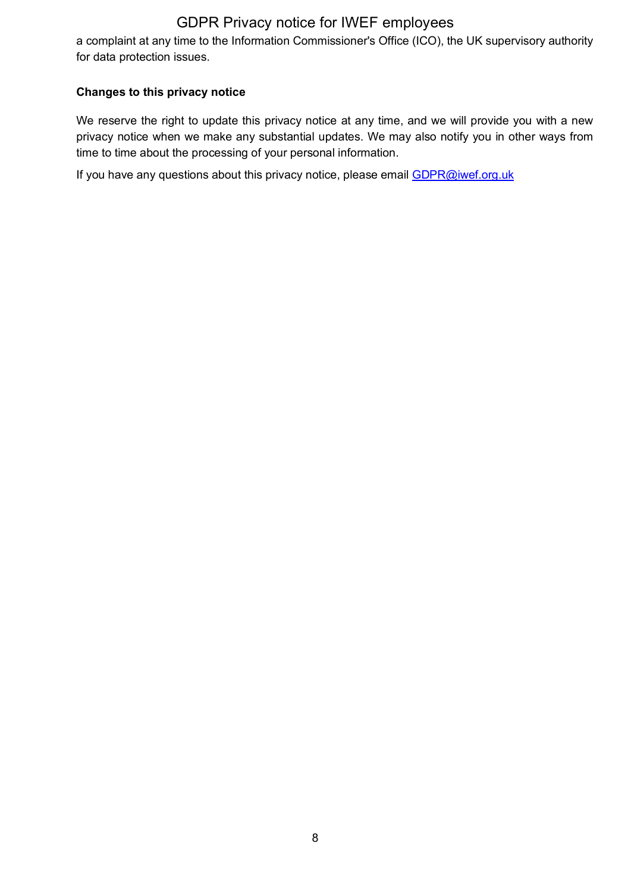a complaint at any time to the Information Commissioner's Office (ICO), the UK supervisory authority for data protection issues.

**Changes to this privacy notice**

We reserve the right to update this privacy notice at any time, and we will provide you with a new privacy notice when we make any substantial updates. We may also notify you in other ways from time to time about the processing of your personal information.

If you have any questions about this privacy notice, please email GDPR@iwef.org.uk